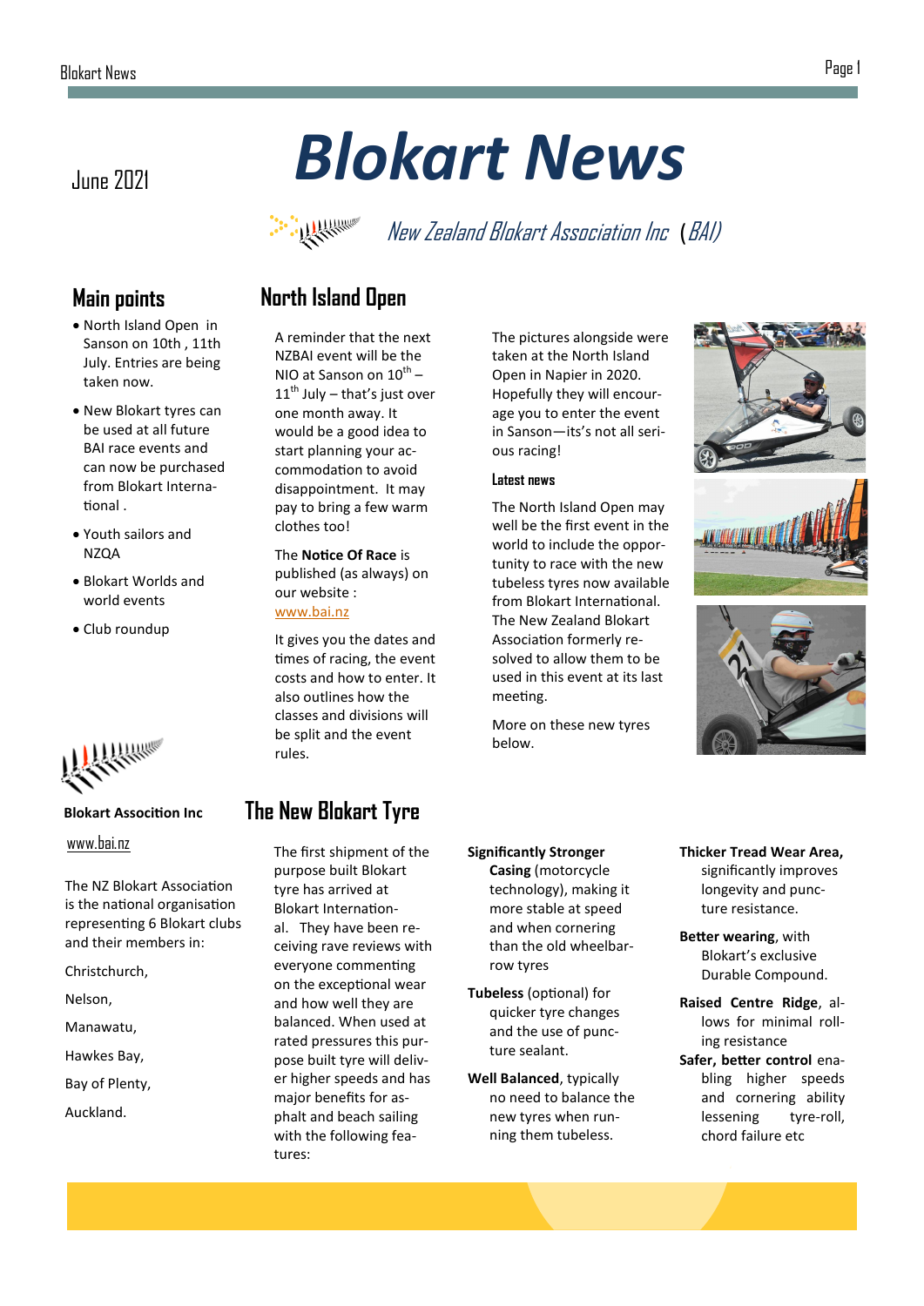June 2021

# Blokart News

*New Zealand Blokart Association Inc (BAI)*

## Main points

- North Island Open in Sanson on 10th , 11th July. Entries are being taken now.
- New Blokart tyres can be used at all future BAI race events and can now be purchased from Blokart International .
- Youth sailors and NZQA
- Blokart Worlds and world events
- Club roundup

**Blokart Assocition Inc**

www.bai.nz

The NZ Blokart Association is the national organisation representing 6 Blokart clubs and their members in:

Christchurch,

Nelson,

Manawatu,

Hawkes Bay,

Bay of Plenty,

Auckland.

## North Island Open

A reminder that the next NZBAI event will be the NIO at Sanson on 10th – 11th July – that's just over one month away. It would be a good idea to start planning your accommodation to avoid disappointment. It may pay to bring a few warm clothes too!

The **Notice Of Race** is published (as always) on our website : www.bai.nz

It gives you the dates and times of racing, the event costs and how to enter. It also outlines how the classes and divisions will be split and the event rules.

The pictures alongside were taken at the North Island Open in Napier in 2020. Hopefully they will encourage you to enter the event in Sanson—its's not all serious racing!

### Latest news

The North Island Open may well be the first event in the world to include the opportunity to race with the new tubeless tyres now available from Blokart International. The New Zealand Blokart Association formerly resolved to allow them to be used in this event at its last meeting.

More on these new tyres below.

## The New Blokart Tyre

The first shipment of the purpose built Blokart tyre has arrived at Blokart International. They have been receiving rave reviews with everyone commenting on the exceptional wear and how well they are balanced. When used at rated pressures this purpose built tyre will deliver higher speeds and has major benefits for asphalt and beach sailing with the following features:

**Significantly Stronger Casing** (motorcycle technology), making it more stable at speed and when cornering than the old wheelbarrow tyres

**Tubeless** (optional) for quicker tyre changes and the use of puncture sealant.

**Well Balanced**, typically no need to balance the new tyres when running them tubeless.

**Thicker Tread Wear Area,** significantly improves longevity and puncture resistance.

**Better wearing**, with Blokart's exclusive Durable Compound.

**Raised Centre Ridge**, allows for minimal rolling resistance

**Safer, better control** enabling higher speeds and cornering ability lessening tyre-roll, chord failure etc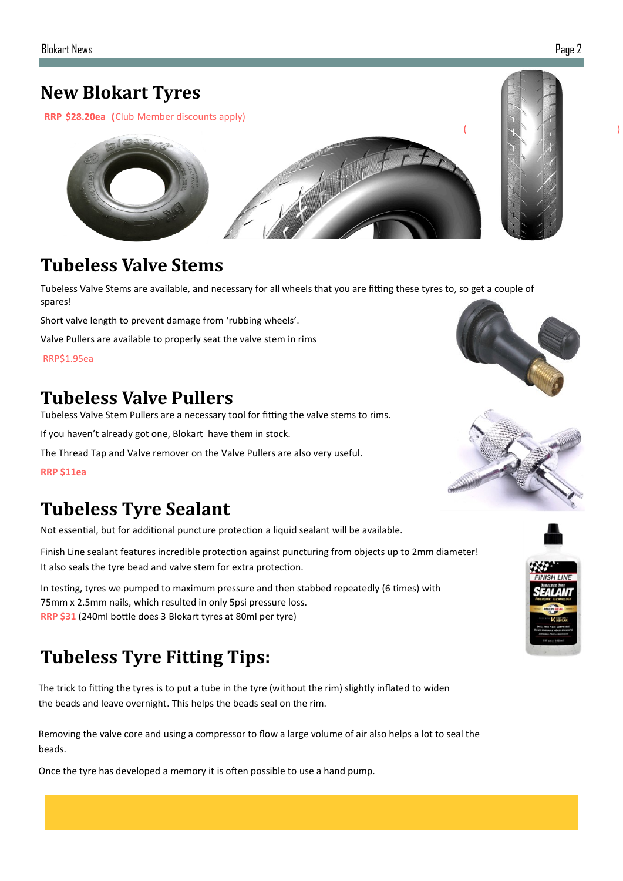# New Blokart Tyres

**RRP $28.20ea (**Club Member discounts apply)

( )

# Tubeless Valve Stems

Tubeless Valve Stems are available, and necessary for all wheels that you are fitting these tyres to, so get a couple of spares!

Short valve length to prevent damage from 'rubbing wheels'.

Valve Pullers are available to properly seat the valve stem in rims

RRP$1.95ea

# Tubeless Valve Pullers

Tubeless Valve Stem Pullers are a necessary tool for fitting the valve stems to rims.

If you haven't already got one, Blokart have them in stock.

The Thread Tap and Valve remover on the Valve Pullers are also very useful.

**RRP $11ea**

# Tubeless Tyre Sealant

Not essential, but for additional puncture protection a liquid sealant will be available.

Finish Line sealant features incredible protection against puncturing from objects up to 2mm diameter! It also seals the tyre bead and valve stem for extra protection.

In testing, tyres we pumped to maximum pressure and then stabbed repeatedly (6 times) with 75mm x 2.5mm nails, which resulted in only 5psi pressure loss.
**RRP $31** (240ml bottle does 3 Blokart tyres at 80ml per tyre)

# Tubeless Tyre Fitting Tips:

The trick to fitting the tyres is to put a tube in the tyre (without the rim) slightly inflated to widen the beads and leave overnight. This helps the beads seal on the rim.

Removing the valve core and using a compressor to flow a large volume of air also helps a lot to seal the beads.

Once the tyre has developed a memory it is often possible to use a hand pump.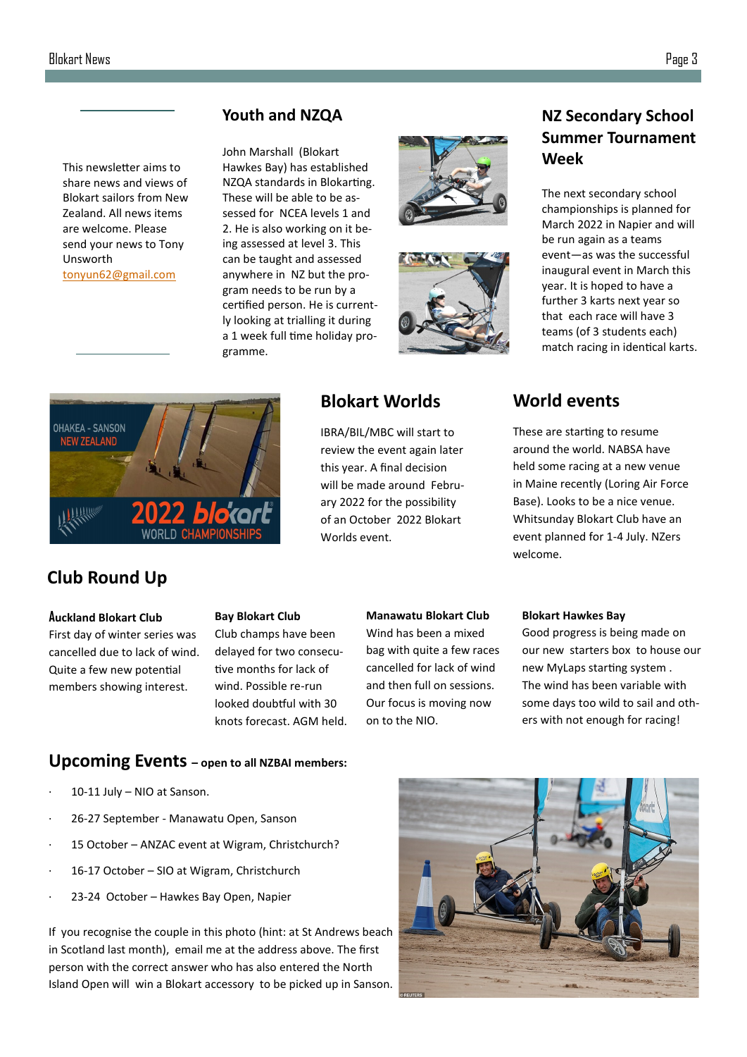This newsletter aims to share news and views of Blokart sailors from New Zealand. All news items are welcome. Please send your news to Tony Unsworth tonyun62@gmail.com

## Youth and NZQA

John Marshall (Blokart Hawkes Bay) has established NZQA standards in Blokarting. These will be able to be assessed for NCEA levels 1 and 2. He is also working on it being assessed at level 3. This can be taught and assessed anywhere in NZ but the program needs to be run by a certified person. He is currently looking at trialling it during a 1 week full time holiday programme.

## NZ Secondary School Summer Tournament Week

The next secondary school championships is planned for March 2022 in Napier and will be run again as a teams event—as was the successful inaugural event in March this year. It is hoped to have a further 3 karts next year so that each race will have 3 teams (of 3 students each) match racing in identical karts.

OHAKEA - SANSON NEW ZEALAND

2022 blokart WORLD CHAMPIONSHIPS

## Blokart Worlds

IBRA/BIL/MBC will start to review the event again later this year. A final decision will be made around February 2022 for the possibility of an October 2022 Blokart Worlds event.

## World events

These are starting to resume around the world. NABSA have held some racing at a new venue in Maine recently (Loring Air Force Base). Looks to be a nice venue. Whitsunday Blokart Club have an event planned for 1-4 July. NZers welcome.

## Club Round Up

**Auckland Blokart Club**
First day of winter series was cancelled due to lack of wind. Quite a few new potential members showing interest.

**Bay Blokart Club**
Club champs have been delayed for two consecutive months for lack of wind. Possible re-run looked doubtful with 30 knots forecast. AGM held.

**Manawatu Blokart Club**
Wind has been a mixed bag with quite a few races cancelled for lack of wind and then full on sessions. Our focus is moving now on to the NIO.

**Blokart Hawkes Bay**
Good progress is being made on our new starters box to house our new MyLaps starting system . The wind has been variable with some days too wild to sail and others with not enough for racing!

## Upcoming Events – open to all NZBAI members:

- 10-11 July – NIO at Sanson.
- 26-27 September - Manawatu Open, Sanson
- 15 October – ANZAC event at Wigram, Christchurch?
- 16-17 October – SIO at Wigram, Christchurch
- 23-24 October – Hawkes Bay Open, Napier

If you recognise the couple in this photo (hint: at St Andrews beach in Scotland last month), email me at the address above. The first person with the correct answer who has also entered the North Island Open will win a Blokart accessory to be picked up in Sanson.